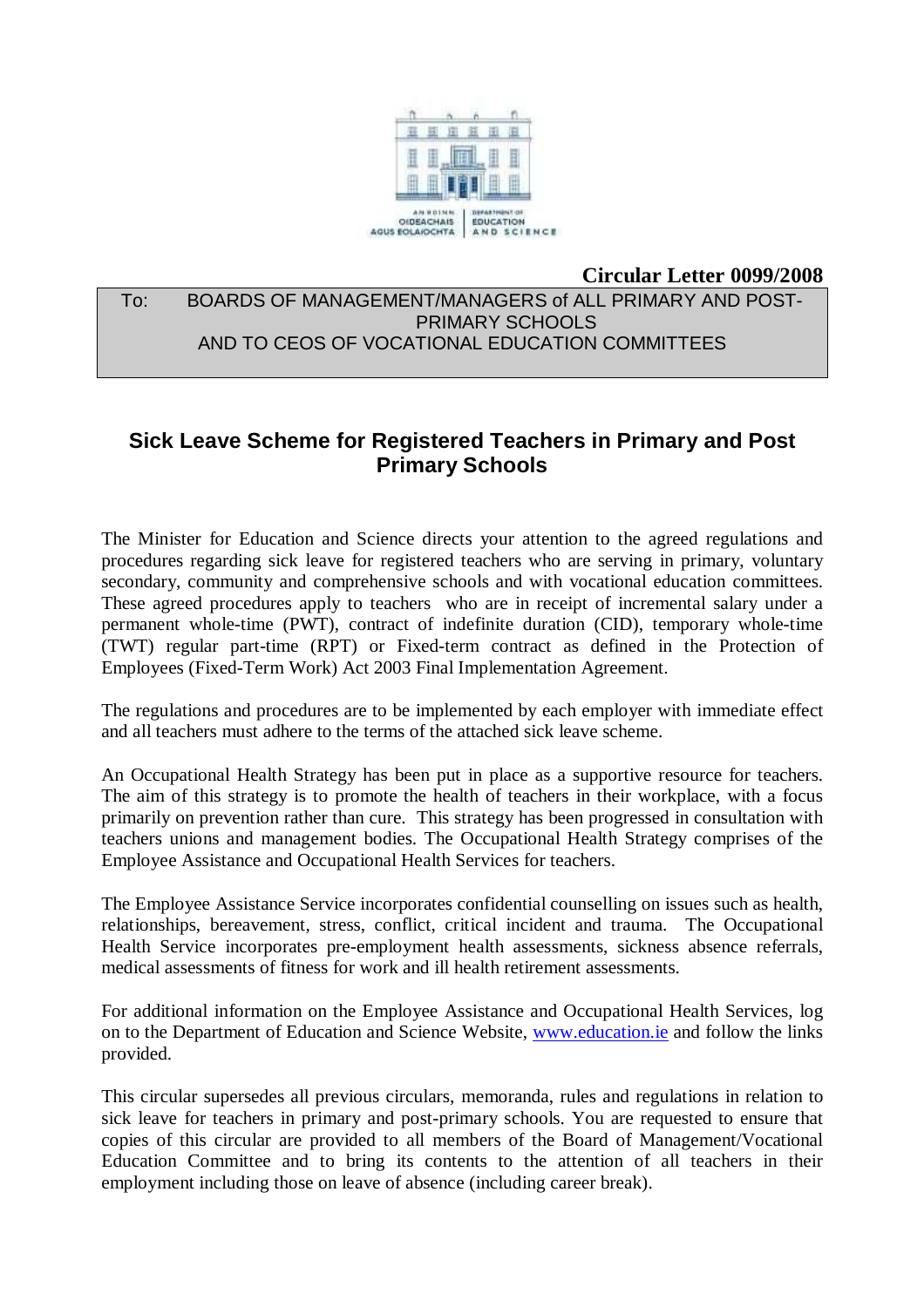AN ROINN OIDEACHAIS AGUS EOLAÍOCHTA | DEPARTMENT OF EDUCATION AND SCIENCE

**Circular Letter 0099/2008**

To: BOARDS OF MANAGEMENT/MANAGERS of ALL PRIMARY AND POST-PRIMARY SCHOOLS AND TO CEOS OF VOCATIONAL EDUCATION COMMITTEES

## Sick Leave Scheme for Registered Teachers in Primary and Post Primary Schools

The Minister for Education and Science directs your attention to the agreed regulations and procedures regarding sick leave for registered teachers who are serving in primary, voluntary secondary, community and comprehensive schools and with vocational education committees. These agreed procedures apply to teachers who are in receipt of incremental salary under a permanent whole-time (PWT), contract of indefinite duration (CID), temporary whole-time (TWT) regular part-time (RPT) or Fixed-term contract as defined in the Protection of Employees (Fixed-Term Work) Act 2003 Final Implementation Agreement.

The regulations and procedures are to be implemented by each employer with immediate effect and all teachers must adhere to the terms of the attached sick leave scheme.

An Occupational Health Strategy has been put in place as a supportive resource for teachers. The aim of this strategy is to promote the health of teachers in their workplace, with a focus primarily on prevention rather than cure. This strategy has been progressed in consultation with teachers unions and management bodies. The Occupational Health Strategy comprises of the Employee Assistance and Occupational Health Services for teachers.

The Employee Assistance Service incorporates confidential counselling on issues such as health, relationships, bereavement, stress, conflict, critical incident and trauma. The Occupational Health Service incorporates pre-employment health assessments, sickness absence referrals, medical assessments of fitness for work and ill health retirement assessments.

For additional information on the Employee Assistance and Occupational Health Services, log on to the Department of Education and Science Website, www.education.ie and follow the links provided.

This circular supersedes all previous circulars, memoranda, rules and regulations in relation to sick leave for teachers in primary and post-primary schools. You are requested to ensure that copies of this circular are provided to all members of the Board of Management/Vocational Education Committee and to bring its contents to the attention of all teachers in their employment including those on leave of absence (including career break).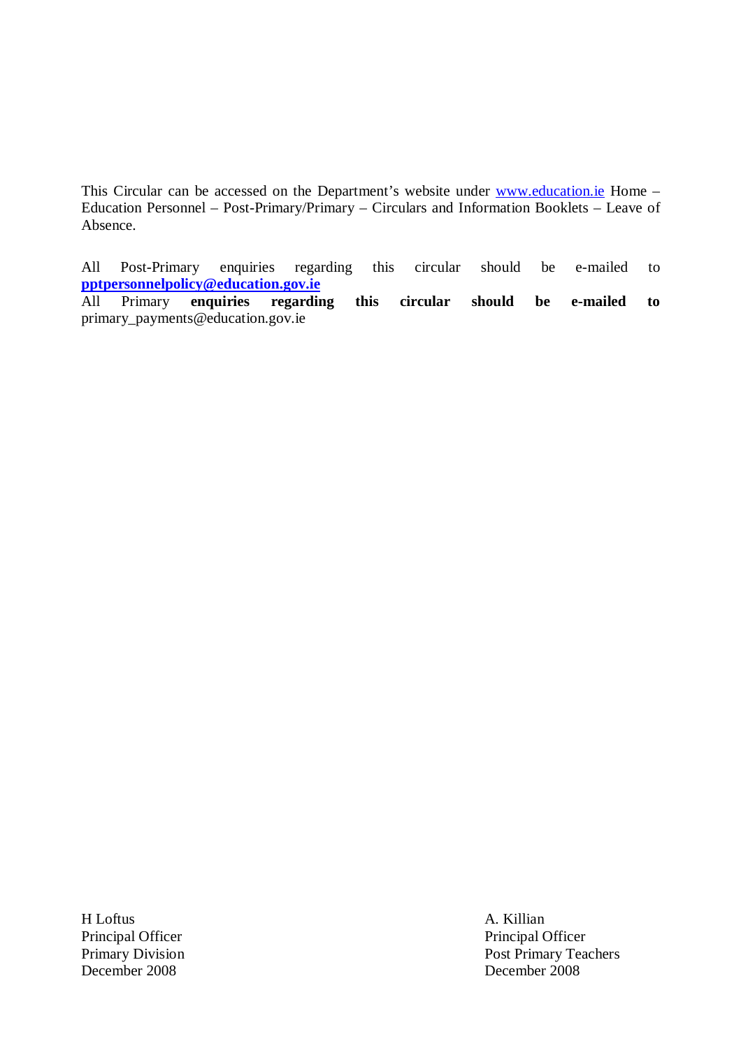This Circular can be accessed on the Department's website under www.education.ie Home – Education Personnel – Post-Primary/Primary – Circulars and Information Booklets – Leave of Absence.

All Post-Primary enquiries regarding this circular should be e-mailed to **pptpersonnelpolicy@education.gov.ie**
All Primary **enquiries regarding this circular should be e-mailed to** primary_payments@education.gov.ie

H Loftus
Principal Officer
Primary Division
December 2008

A. Killian
Principal Officer
Post Primary Teachers
December 2008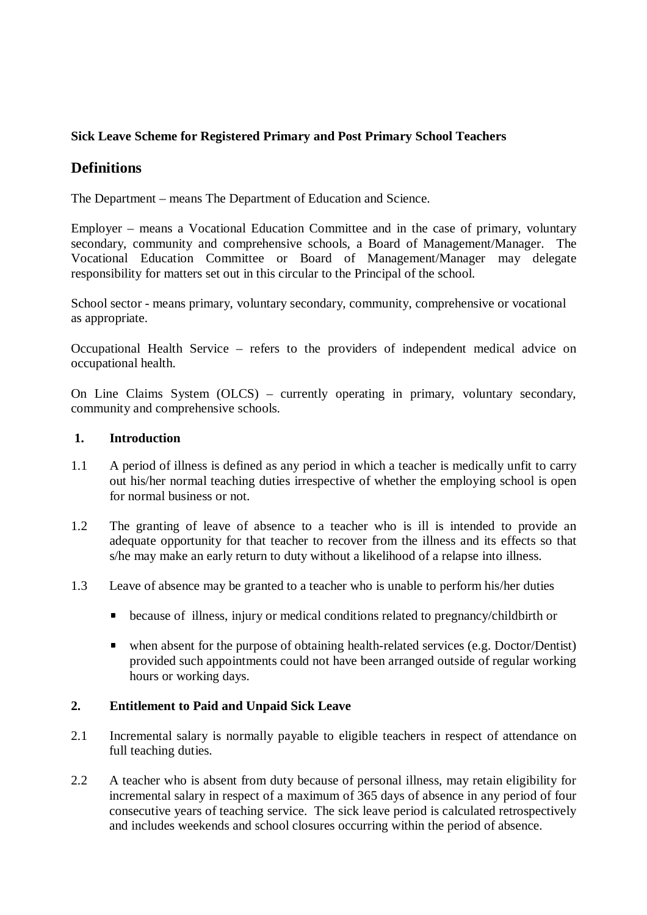**Sick Leave Scheme for Registered Primary and Post Primary School Teachers**

## Definitions

The Department – means The Department of Education and Science.

Employer – means a Vocational Education Committee and in the case of primary, voluntary secondary, community and comprehensive schools, a Board of Management/Manager. The Vocational Education Committee or Board of Management/Manager may delegate responsibility for matters set out in this circular to the Principal of the school.

School sector - means primary, voluntary secondary, community, comprehensive or vocational as appropriate.

Occupational Health Service – refers to the providers of independent medical advice on occupational health.

On Line Claims System (OLCS) – currently operating in primary, voluntary secondary, community and comprehensive schools.

### 1. Introduction

1.1 A period of illness is defined as any period in which a teacher is medically unfit to carry out his/her normal teaching duties irrespective of whether the employing school is open for normal business or not.

1.2 The granting of leave of absence to a teacher who is ill is intended to provide an adequate opportunity for that teacher to recover from the illness and its effects so that s/he may make an early return to duty without a likelihood of a relapse into illness.

1.3 Leave of absence may be granted to a teacher who is unable to perform his/her duties

- because of illness, injury or medical conditions related to pregnancy/childbirth or
- when absent for the purpose of obtaining health-related services (e.g. Doctor/Dentist) provided such appointments could not have been arranged outside of regular working hours or working days.

### 2. Entitlement to Paid and Unpaid Sick Leave

2.1 Incremental salary is normally payable to eligible teachers in respect of attendance on full teaching duties.

2.2 A teacher who is absent from duty because of personal illness, may retain eligibility for incremental salary in respect of a maximum of 365 days of absence in any period of four consecutive years of teaching service. The sick leave period is calculated retrospectively and includes weekends and school closures occurring within the period of absence.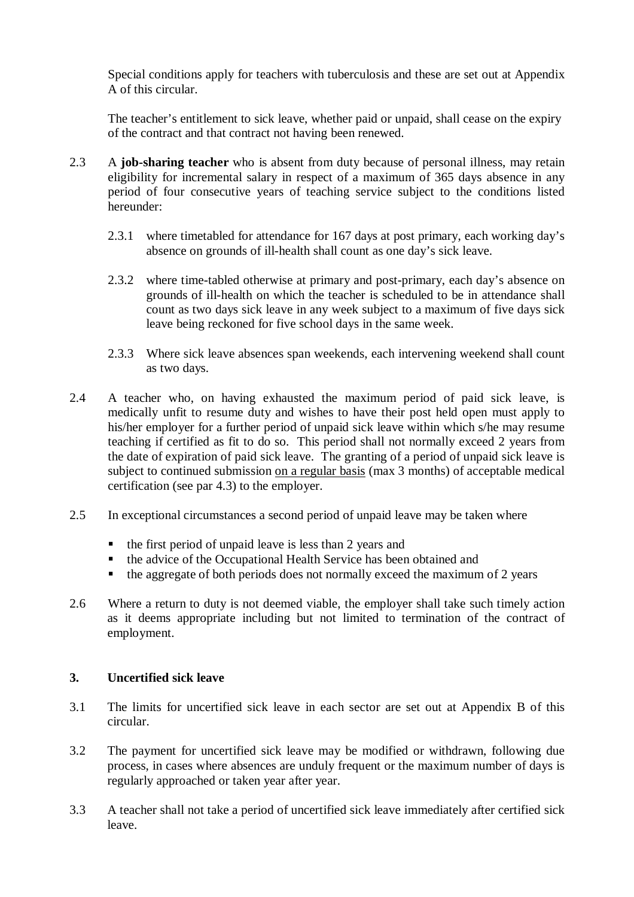Special conditions apply for teachers with tuberculosis and these are set out at Appendix A of this circular.

The teacher's entitlement to sick leave, whether paid or unpaid, shall cease on the expiry of the contract and that contract not having been renewed.

2.3 A **job-sharing teacher** who is absent from duty because of personal illness, may retain eligibility for incremental salary in respect of a maximum of 365 days absence in any period of four consecutive years of teaching service subject to the conditions listed hereunder:

2.3.1 where timetabled for attendance for 167 days at post primary, each working day's absence on grounds of ill-health shall count as one day's sick leave.

2.3.2 where time-tabled otherwise at primary and post-primary, each day's absence on grounds of ill-health on which the teacher is scheduled to be in attendance shall count as two days sick leave in any week subject to a maximum of five days sick leave being reckoned for five school days in the same week.

2.3.3 Where sick leave absences span weekends, each intervening weekend shall count as two days.

2.4 A teacher who, on having exhausted the maximum period of paid sick leave, is medically unfit to resume duty and wishes to have their post held open must apply to his/her employer for a further period of unpaid sick leave within which s/he may resume teaching if certified as fit to do so. This period shall not normally exceed 2 years from the date of expiration of paid sick leave. The granting of a period of unpaid sick leave is subject to continued submission on a regular basis (max 3 months) of acceptable medical certification (see par 4.3) to the employer.

2.5 In exceptional circumstances a second period of unpaid leave may be taken where

- the first period of unpaid leave is less than 2 years and
- the advice of the Occupational Health Service has been obtained and
- the aggregate of both periods does not normally exceed the maximum of 2 years

2.6 Where a return to duty is not deemed viable, the employer shall take such timely action as it deems appropriate including but not limited to termination of the contract of employment.

## 3. Uncertified sick leave

3.1 The limits for uncertified sick leave in each sector are set out at Appendix B of this circular.

3.2 The payment for uncertified sick leave may be modified or withdrawn, following due process, in cases where absences are unduly frequent or the maximum number of days is regularly approached or taken year after year.

3.3 A teacher shall not take a period of uncertified sick leave immediately after certified sick leave.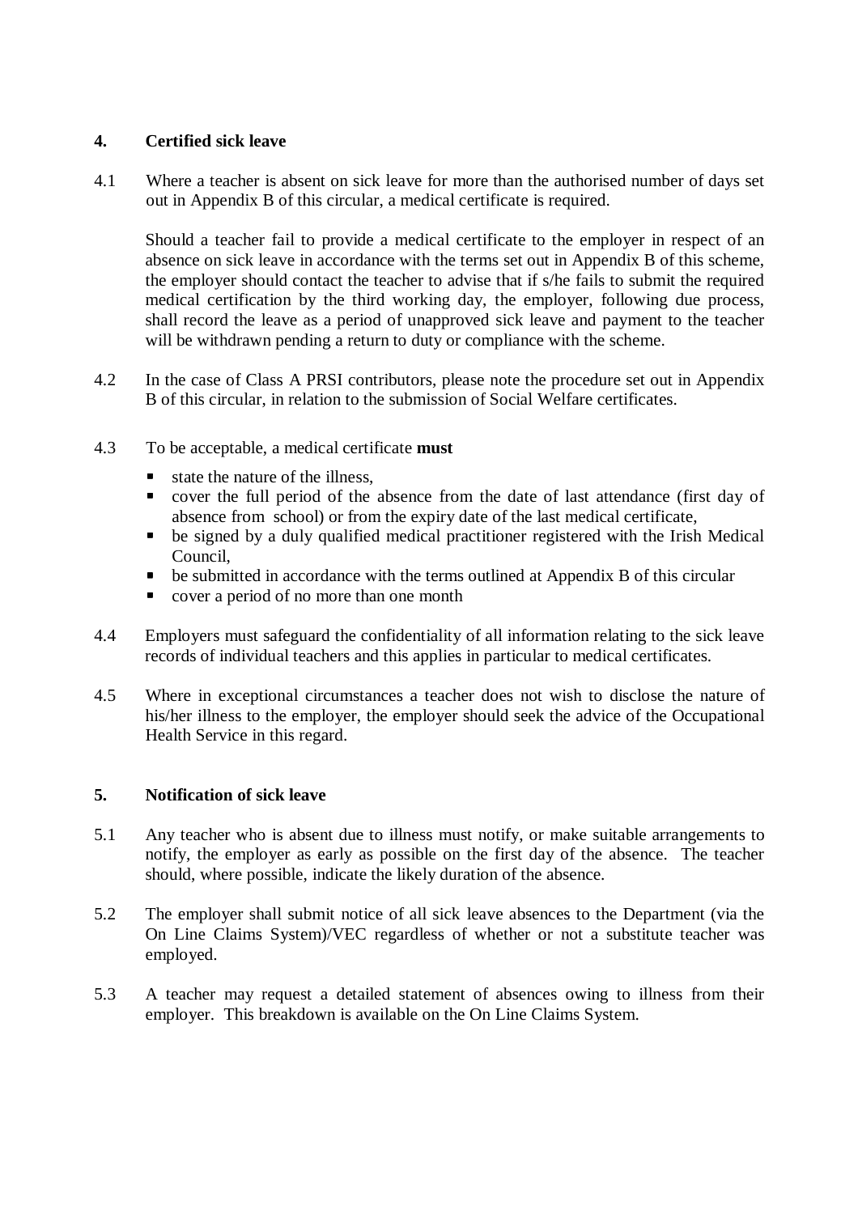## 4. Certified sick leave

4.1 Where a teacher is absent on sick leave for more than the authorised number of days set out in Appendix B of this circular, a medical certificate is required.

Should a teacher fail to provide a medical certificate to the employer in respect of an absence on sick leave in accordance with the terms set out in Appendix B of this scheme, the employer should contact the teacher to advise that if s/he fails to submit the required medical certification by the third working day, the employer, following due process, shall record the leave as a period of unapproved sick leave and payment to the teacher will be withdrawn pending a return to duty or compliance with the scheme.

4.2 In the case of Class A PRSI contributors, please note the procedure set out in Appendix B of this circular, in relation to the submission of Social Welfare certificates.

4.3 To be acceptable, a medical certificate **must**

- state the nature of the illness,
- cover the full period of the absence from the date of last attendance (first day of absence from school) or from the expiry date of the last medical certificate,
- be signed by a duly qualified medical practitioner registered with the Irish Medical Council,
- be submitted in accordance with the terms outlined at Appendix B of this circular
- cover a period of no more than one month

4.4 Employers must safeguard the confidentiality of all information relating to the sick leave records of individual teachers and this applies in particular to medical certificates.

4.5 Where in exceptional circumstances a teacher does not wish to disclose the nature of his/her illness to the employer, the employer should seek the advice of the Occupational Health Service in this regard.

## 5. Notification of sick leave

5.1 Any teacher who is absent due to illness must notify, or make suitable arrangements to notify, the employer as early as possible on the first day of the absence. The teacher should, where possible, indicate the likely duration of the absence.

5.2 The employer shall submit notice of all sick leave absences to the Department (via the On Line Claims System)/VEC regardless of whether or not a substitute teacher was employed.

5.3 A teacher may request a detailed statement of absences owing to illness from their employer. This breakdown is available on the On Line Claims System.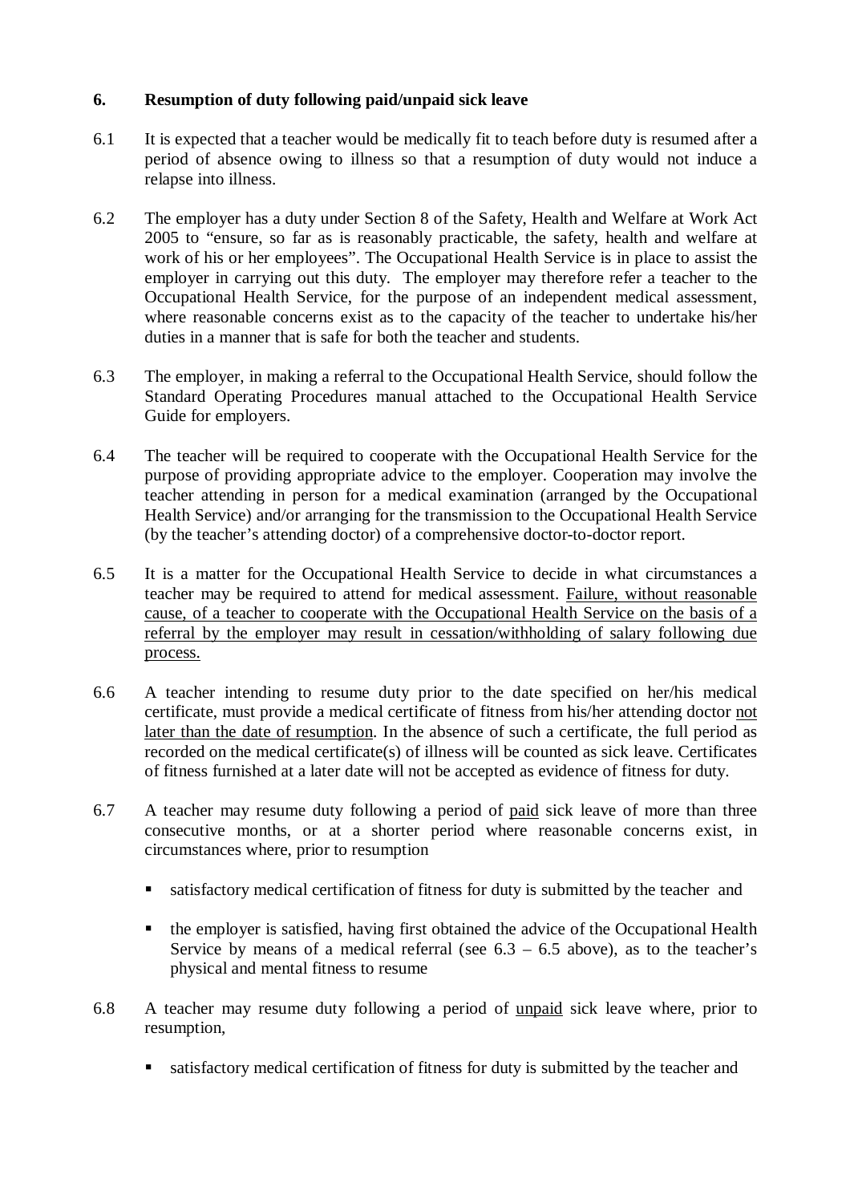## 6. Resumption of duty following paid/unpaid sick leave

6.1 It is expected that a teacher would be medically fit to teach before duty is resumed after a period of absence owing to illness so that a resumption of duty would not induce a relapse into illness.

6.2 The employer has a duty under Section 8 of the Safety, Health and Welfare at Work Act 2005 to "ensure, so far as is reasonably practicable, the safety, health and welfare at work of his or her employees". The Occupational Health Service is in place to assist the employer in carrying out this duty. The employer may therefore refer a teacher to the Occupational Health Service, for the purpose of an independent medical assessment, where reasonable concerns exist as to the capacity of the teacher to undertake his/her duties in a manner that is safe for both the teacher and students.

6.3 The employer, in making a referral to the Occupational Health Service, should follow the Standard Operating Procedures manual attached to the Occupational Health Service Guide for employers.

6.4 The teacher will be required to cooperate with the Occupational Health Service for the purpose of providing appropriate advice to the employer. Cooperation may involve the teacher attending in person for a medical examination (arranged by the Occupational Health Service) and/or arranging for the transmission to the Occupational Health Service (by the teacher's attending doctor) of a comprehensive doctor-to-doctor report.

6.5 It is a matter for the Occupational Health Service to decide in what circumstances a teacher may be required to attend for medical assessment. <u>Failure, without reasonable cause, of a teacher to cooperate with the Occupational Health Service on the basis of a referral by the employer may result in cessation/withholding of salary following due process.</u>

6.6 A teacher intending to resume duty prior to the date specified on her/his medical certificate, must provide a medical certificate of fitness from his/her attending doctor <u>not later than the date of resumption</u>. In the absence of such a certificate, the full period as recorded on the medical certificate(s) of illness will be counted as sick leave. Certificates of fitness furnished at a later date will not be accepted as evidence of fitness for duty.

6.7 A teacher may resume duty following a period of <u>paid</u> sick leave of more than three consecutive months, or at a shorter period where reasonable concerns exist, in circumstances where, prior to resumption

- satisfactory medical certification of fitness for duty is submitted by the teacher and
- the employer is satisfied, having first obtained the advice of the Occupational Health Service by means of a medical referral (see 6.3 – 6.5 above), as to the teacher's physical and mental fitness to resume

6.8 A teacher may resume duty following a period of <u>unpaid</u> sick leave where, prior to resumption,

- satisfactory medical certification of fitness for duty is submitted by the teacher and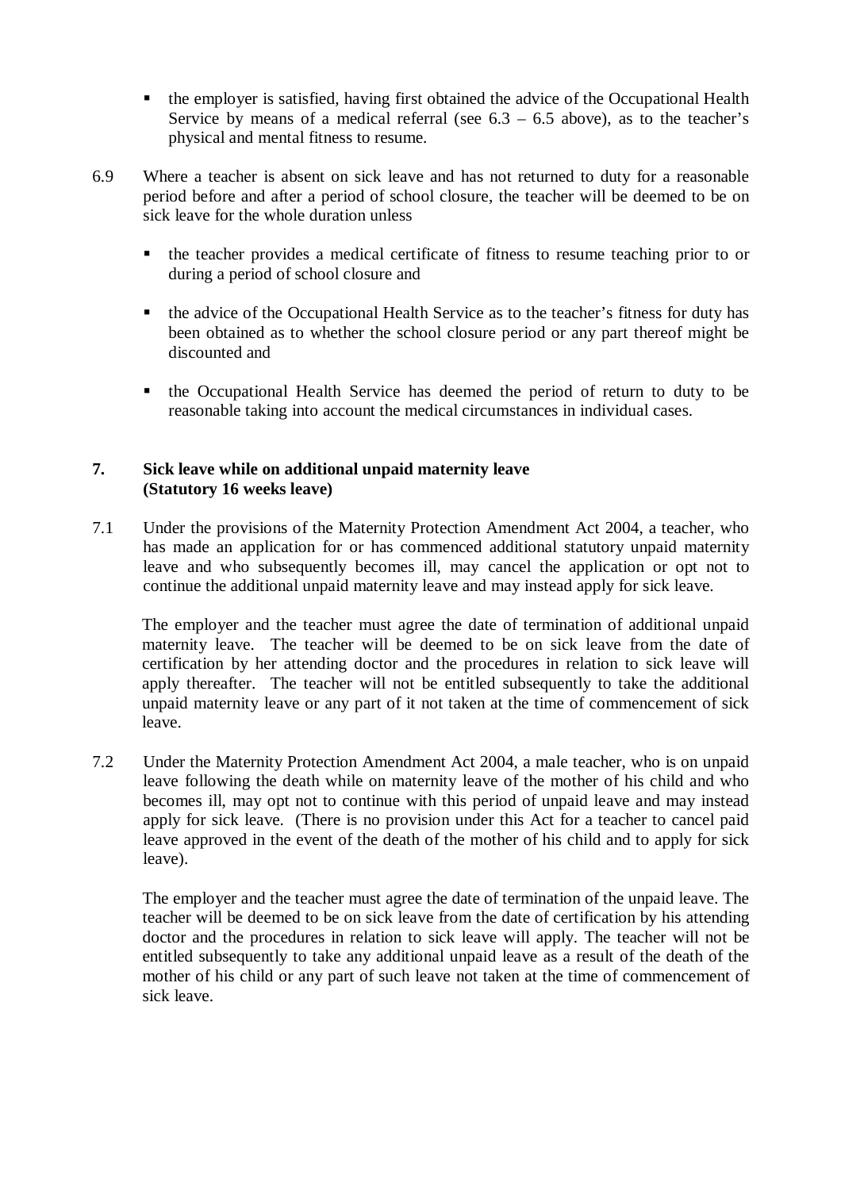- the employer is satisfied, having first obtained the advice of the Occupational Health Service by means of a medical referral (see 6.3 – 6.5 above), as to the teacher's physical and mental fitness to resume.

6.9 Where a teacher is absent on sick leave and has not returned to duty for a reasonable period before and after a period of school closure, the teacher will be deemed to be on sick leave for the whole duration unless

- the teacher provides a medical certificate of fitness to resume teaching prior to or during a period of school closure and
- the advice of the Occupational Health Service as to the teacher's fitness for duty has been obtained as to whether the school closure period or any part thereof might be discounted and
- the Occupational Health Service has deemed the period of return to duty to be reasonable taking into account the medical circumstances in individual cases.

## 7. Sick leave while on additional unpaid maternity leave (Statutory 16 weeks leave)

7.1 Under the provisions of the Maternity Protection Amendment Act 2004, a teacher, who has made an application for or has commenced additional statutory unpaid maternity leave and who subsequently becomes ill, may cancel the application or opt not to continue the additional unpaid maternity leave and may instead apply for sick leave.

The employer and the teacher must agree the date of termination of additional unpaid maternity leave. The teacher will be deemed to be on sick leave from the date of certification by her attending doctor and the procedures in relation to sick leave will apply thereafter. The teacher will not be entitled subsequently to take the additional unpaid maternity leave or any part of it not taken at the time of commencement of sick leave.

7.2 Under the Maternity Protection Amendment Act 2004, a male teacher, who is on unpaid leave following the death while on maternity leave of the mother of his child and who becomes ill, may opt not to continue with this period of unpaid leave and may instead apply for sick leave. (There is no provision under this Act for a teacher to cancel paid leave approved in the event of the death of the mother of his child and to apply for sick leave).

The employer and the teacher must agree the date of termination of the unpaid leave. The teacher will be deemed to be on sick leave from the date of certification by his attending doctor and the procedures in relation to sick leave will apply. The teacher will not be entitled subsequently to take any additional unpaid leave as a result of the death of the mother of his child or any part of such leave not taken at the time of commencement of sick leave.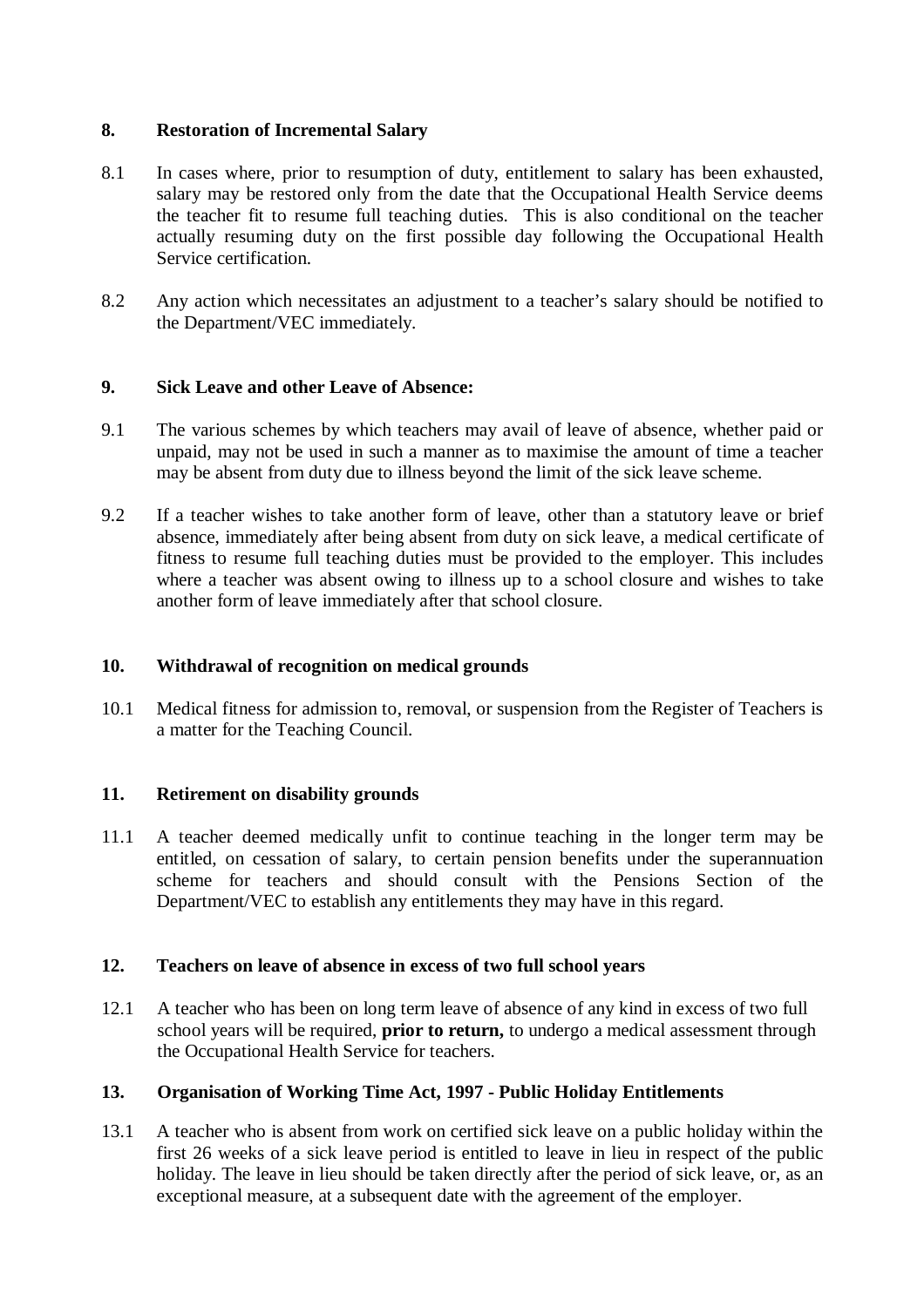## 8. Restoration of Incremental Salary

8.1 In cases where, prior to resumption of duty, entitlement to salary has been exhausted, salary may be restored only from the date that the Occupational Health Service deems the teacher fit to resume full teaching duties. This is also conditional on the teacher actually resuming duty on the first possible day following the Occupational Health Service certification.

8.2 Any action which necessitates an adjustment to a teacher's salary should be notified to the Department/VEC immediately.

## 9. Sick Leave and other Leave of Absence:

9.1 The various schemes by which teachers may avail of leave of absence, whether paid or unpaid, may not be used in such a manner as to maximise the amount of time a teacher may be absent from duty due to illness beyond the limit of the sick leave scheme.

9.2 If a teacher wishes to take another form of leave, other than a statutory leave or brief absence, immediately after being absent from duty on sick leave, a medical certificate of fitness to resume full teaching duties must be provided to the employer. This includes where a teacher was absent owing to illness up to a school closure and wishes to take another form of leave immediately after that school closure.

## 10. Withdrawal of recognition on medical grounds

10.1 Medical fitness for admission to, removal, or suspension from the Register of Teachers is a matter for the Teaching Council.

## 11. Retirement on disability grounds

11.1 A teacher deemed medically unfit to continue teaching in the longer term may be entitled, on cessation of salary, to certain pension benefits under the superannuation scheme for teachers and should consult with the Pensions Section of the Department/VEC to establish any entitlements they may have in this regard.

## 12. Teachers on leave of absence in excess of two full school years

12.1 A teacher who has been on long term leave of absence of any kind in excess of two full school years will be required, **prior to return,** to undergo a medical assessment through the Occupational Health Service for teachers.

## 13. Organisation of Working Time Act, 1997 - Public Holiday Entitlements

13.1 A teacher who is absent from work on certified sick leave on a public holiday within the first 26 weeks of a sick leave period is entitled to leave in lieu in respect of the public holiday. The leave in lieu should be taken directly after the period of sick leave, or, as an exceptional measure, at a subsequent date with the agreement of the employer.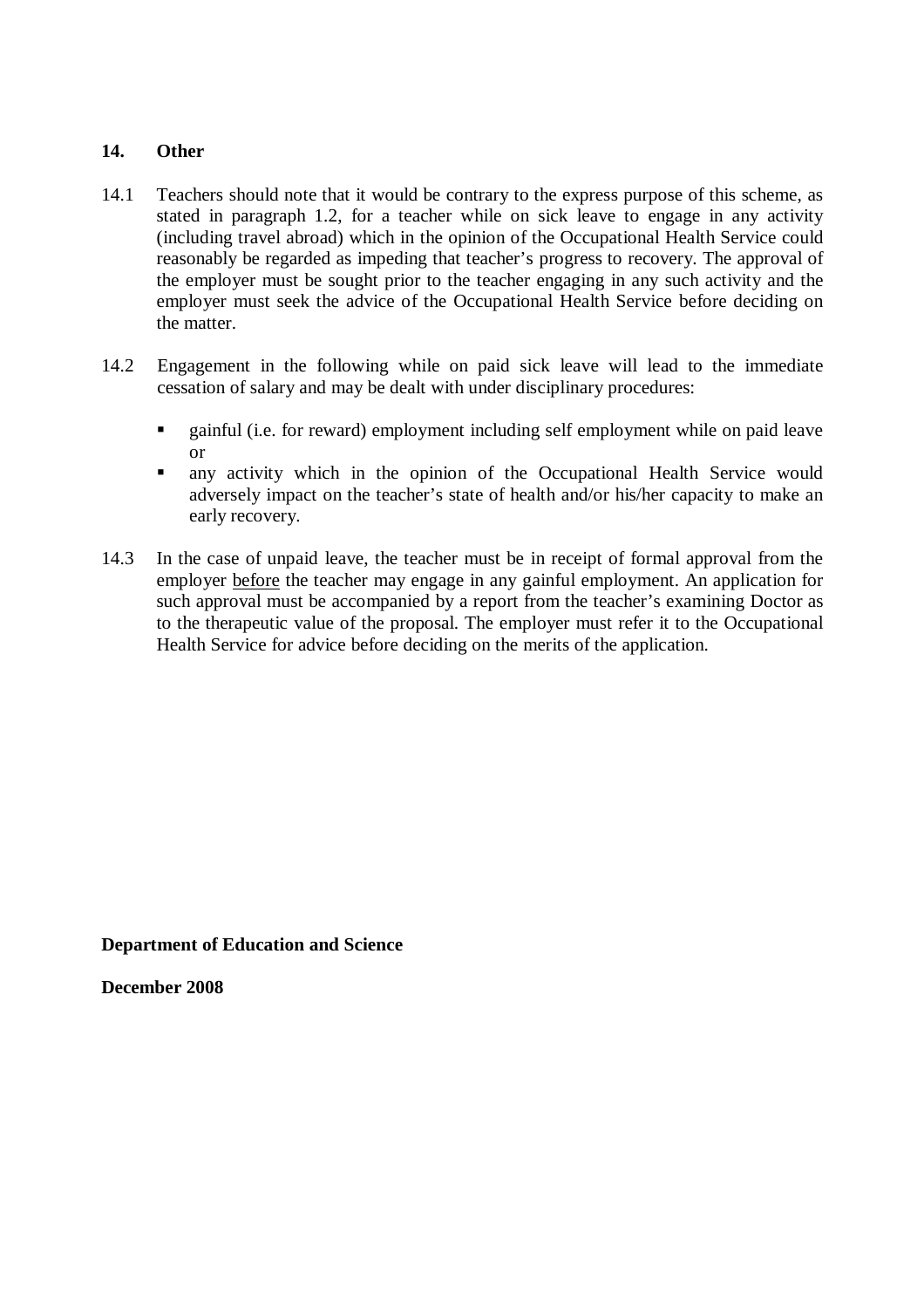## 14. Other

14.1 Teachers should note that it would be contrary to the express purpose of this scheme, as stated in paragraph 1.2, for a teacher while on sick leave to engage in any activity (including travel abroad) which in the opinion of the Occupational Health Service could reasonably be regarded as impeding that teacher's progress to recovery. The approval of the employer must be sought prior to the teacher engaging in any such activity and the employer must seek the advice of the Occupational Health Service before deciding on the matter.

14.2 Engagement in the following while on paid sick leave will lead to the immediate cessation of salary and may be dealt with under disciplinary procedures:

- gainful (i.e. for reward) employment including self employment while on paid leave or
- any activity which in the opinion of the Occupational Health Service would adversely impact on the teacher's state of health and/or his/her capacity to make an early recovery.

14.3 In the case of unpaid leave, the teacher must be in receipt of formal approval from the employer <u>before</u> the teacher may engage in any gainful employment. An application for such approval must be accompanied by a report from the teacher's examining Doctor as to the therapeutic value of the proposal. The employer must refer it to the Occupational Health Service for advice before deciding on the merits of the application.

**Department of Education and Science**

**December 2008**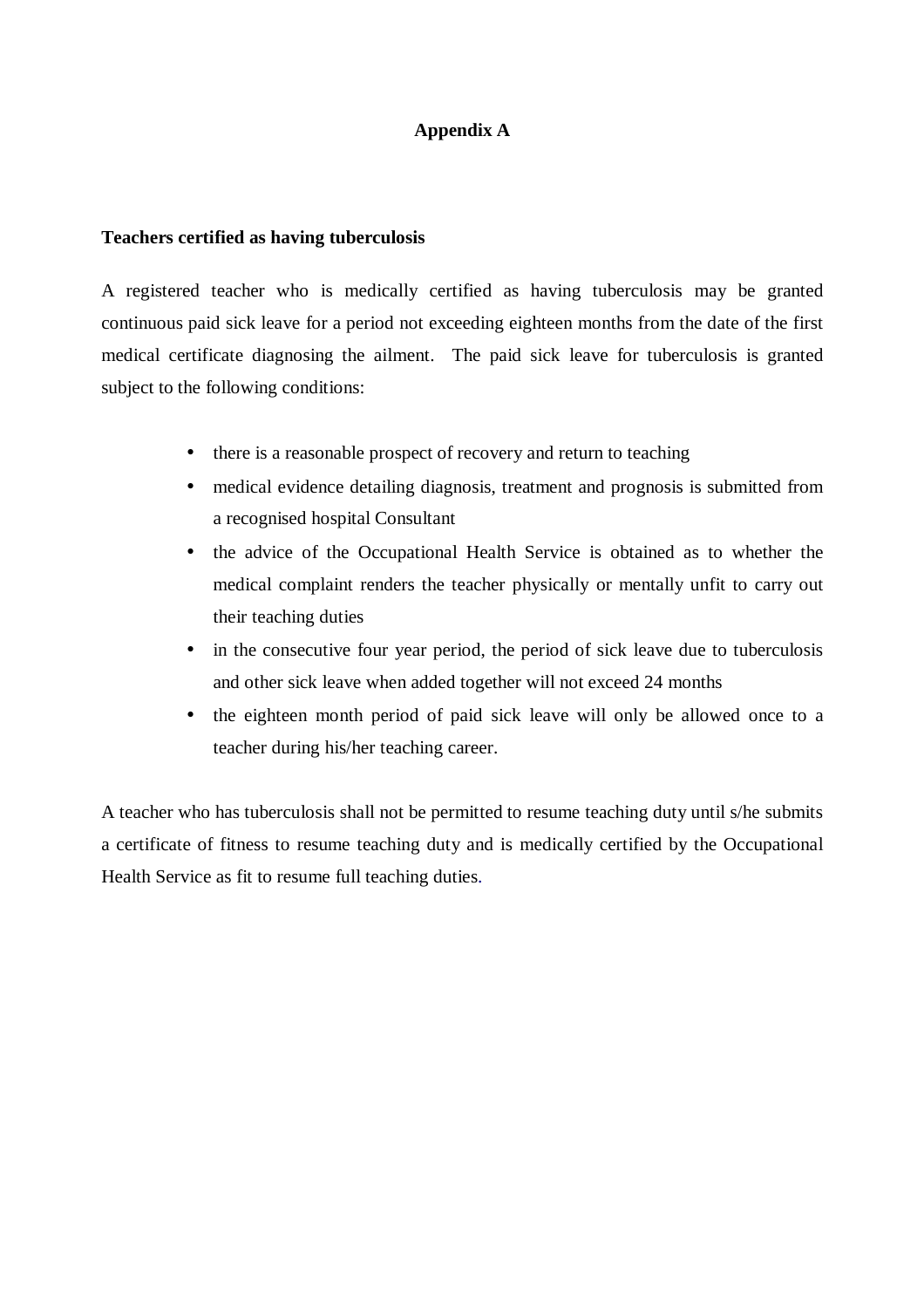# Appendix A

### Teachers certified as having tuberculosis

A registered teacher who is medically certified as having tuberculosis may be granted continuous paid sick leave for a period not exceeding eighteen months from the date of the first medical certificate diagnosing the ailment. The paid sick leave for tuberculosis is granted subject to the following conditions:

- there is a reasonable prospect of recovery and return to teaching
- medical evidence detailing diagnosis, treatment and prognosis is submitted from a recognised hospital Consultant
- the advice of the Occupational Health Service is obtained as to whether the medical complaint renders the teacher physically or mentally unfit to carry out their teaching duties
- in the consecutive four year period, the period of sick leave due to tuberculosis and other sick leave when added together will not exceed 24 months
- the eighteen month period of paid sick leave will only be allowed once to a teacher during his/her teaching career.

A teacher who has tuberculosis shall not be permitted to resume teaching duty until s/he submits a certificate of fitness to resume teaching duty and is medically certified by the Occupational Health Service as fit to resume full teaching duties.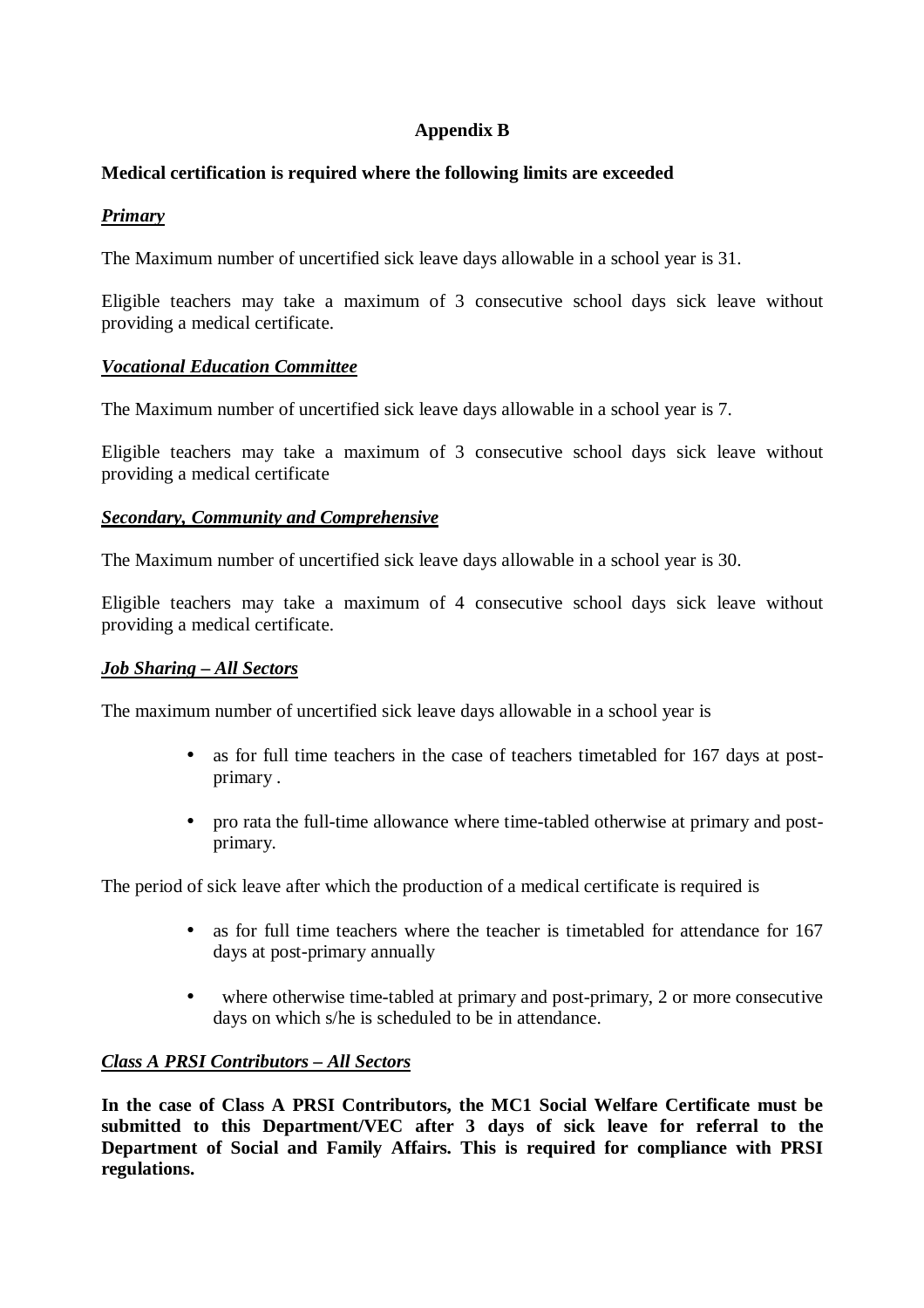**Appendix B**

**Medical certification is required where the following limits are exceeded**

***<u>Primary</u>***

The Maximum number of uncertified sick leave days allowable in a school year is 31.

Eligible teachers may take a maximum of 3 consecutive school days sick leave without providing a medical certificate.

***<u>Vocational Education Committee</u>***

The Maximum number of uncertified sick leave days allowable in a school year is 7.

Eligible teachers may take a maximum of 3 consecutive school days sick leave without providing a medical certificate

***<u>Secondary, Community and Comprehensive</u>***

The Maximum number of uncertified sick leave days allowable in a school year is 30.

Eligible teachers may take a maximum of 4 consecutive school days sick leave without providing a medical certificate.

***<u>Job Sharing – All Sectors</u>***

The maximum number of uncertified sick leave days allowable in a school year is

- as for full time teachers in the case of teachers timetabled for 167 days at post-primary .
- pro rata the full-time allowance where time-tabled otherwise at primary and post-primary.

The period of sick leave after which the production of a medical certificate is required is

- as for full time teachers where the teacher is timetabled for attendance for 167 days at post-primary annually
- where otherwise time-tabled at primary and post-primary, 2 or more consecutive days on which s/he is scheduled to be in attendance.

***<u>Class A PRSI Contributors – All Sectors</u>***

**In the case of Class A PRSI Contributors, the MC1 Social Welfare Certificate must be submitted to this Department/VEC after 3 days of sick leave for referral to the Department of Social and Family Affairs. This is required for compliance with PRSI regulations.**